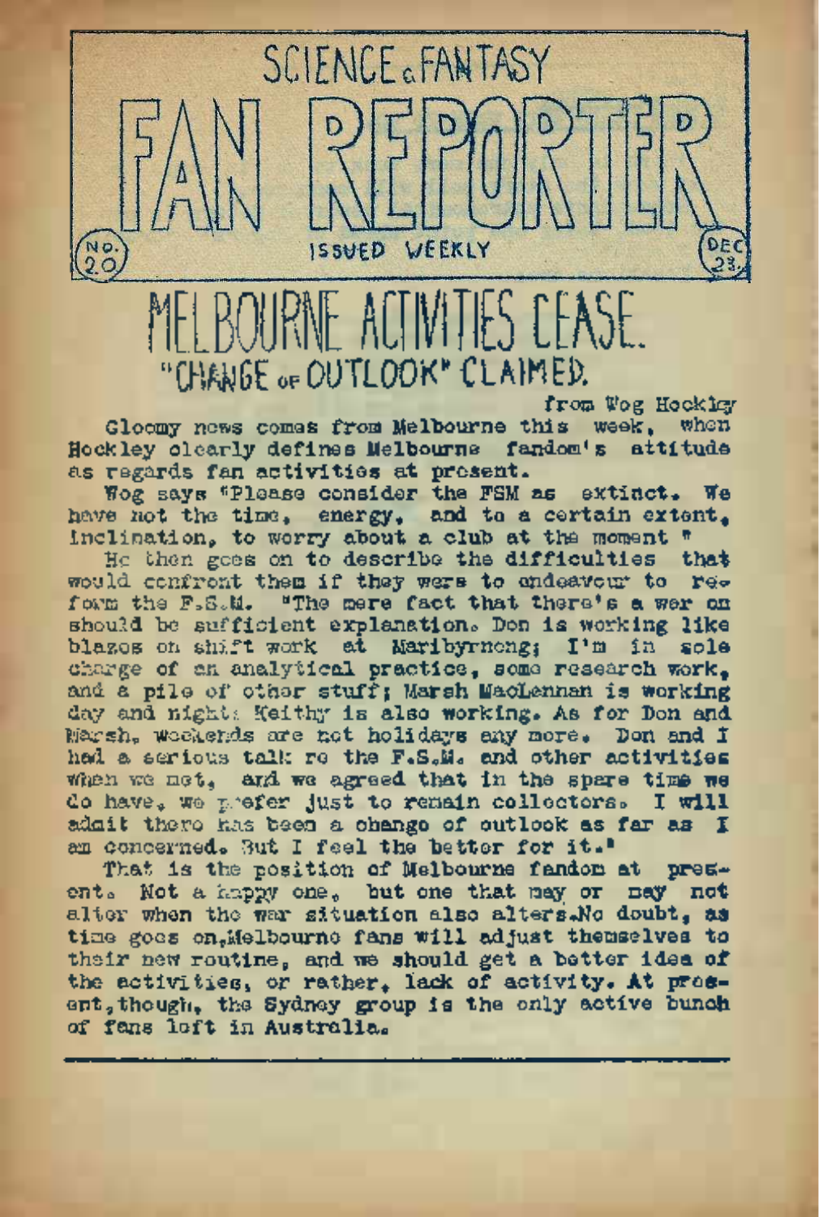# SCIENCE & FANTASY FAN REPORTER

No. 20 — ISSUED WEEKLY — DEC 23.

# MELBOURNE ACTIVITIES CEASE.

## "CHANGE OF OUTLOOK" CLAIMED.

from Wog Hockley

Gloomy news comes from Melbourne this week, when Hockley clearly defines Melbourne fandom's attitude as regards fan activities at present.

Wog says "Please consider the FSM as extinct. We have not the time, energy, and to a certain extent, inclination, to worry about a club at the moment."

He then goes on to describe the difficulties that would confront them if they were to endeavour to re-form the F.S.M. "The mere fact that there's a war on should be sufficient explanation. Don is working like blazes on shift work at Maribyrnong; I'm in sole charge of an analytical practice, some research work, and a pile of other stuff; Marsh MacLennan is working day and night. Keithy is also working. As for Don and Marsh, weekends are not holidays any more. Don and I had a serious talk re the F.S.M. and other activities when we met, and we agreed that in the spare time we do have, we prefer just to remain collectors. I will admit there has been a change of outlook as far as I am concerned. But I feel the better for it."

That is the position of Melbourne fandom at present. Not a happy one, but one that may or may not alter when the war situation also alters. No doubt, as time goes on, Melbourne fans will adjust themselves to their new routine, and we should get a better idea of the activities, or rather, lack of activity. At present, though, the Sydney group is the only active bunch of fans left in Australia.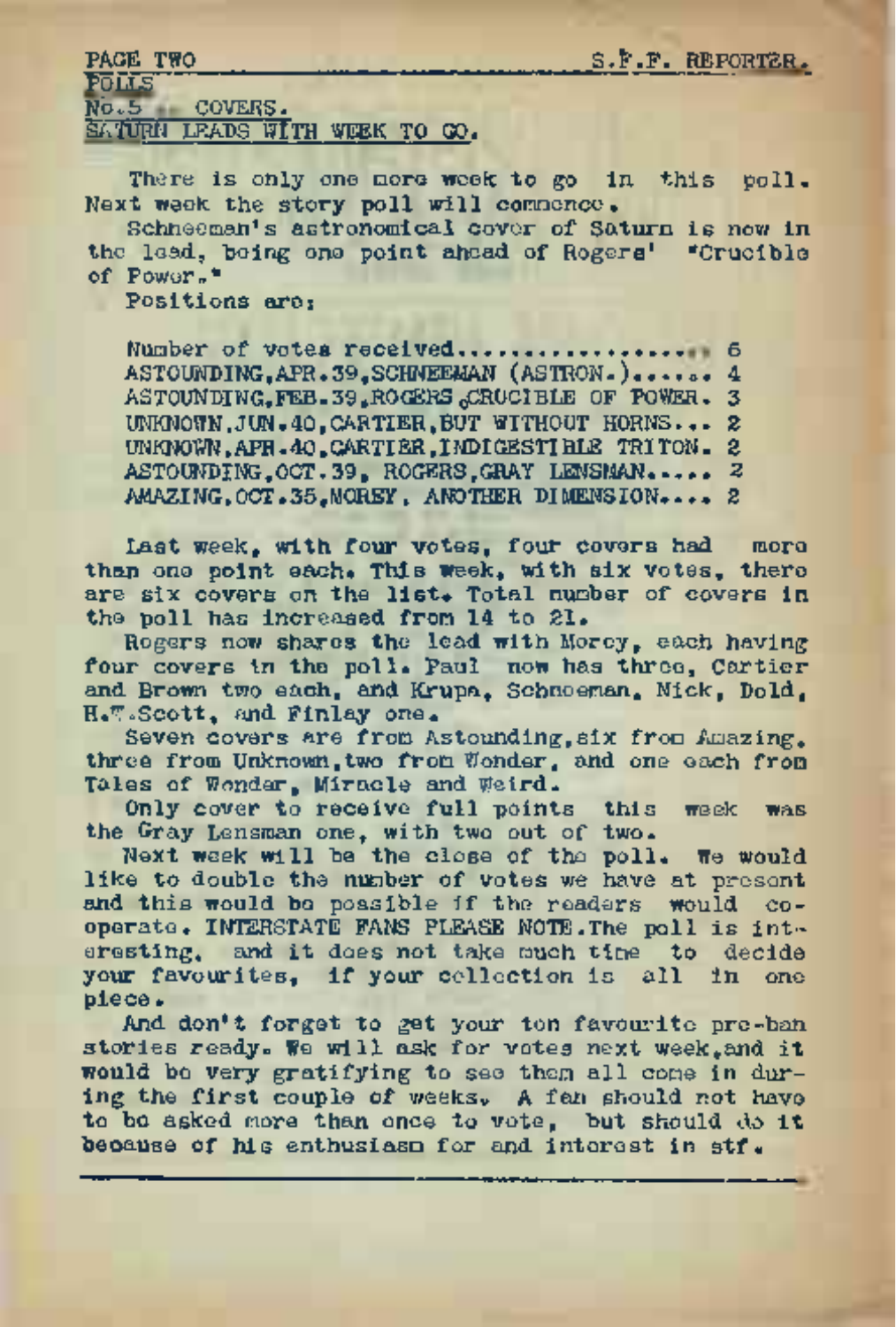POLLS

No.5 .. COVERS.

SATURN LEADS WITH WEEK TO GO.

There is only one more week to go in this poll. Next week the story poll will commence.

Schneeman's astronomical cover of Saturn is now in the lead, being one point ahead of Rogers' "Crucible of Power."

Positions are:

| | |
|---|---|
| Number of votes received.................. | 6 |
| ASTOUNDING,APR.39,SCHNEEMAN (ASTRON.)...... | 4 |
| ASTOUNDING,FEB.39,ROGERS,CRUCIBLE OF POWER. | 3 |
| UNKNOWN,JUN.40,CARTIER,BUT WITHOUT HORNS... | 2 |
| UNKNOWN,APR.40,CARTIER,INDIGESTIBLE TRITON. | 2 |
| ASTOUNDING,OCT.39, ROGERS,GRAY LENSMAN..... | 2 |
| AMAZING,OCT.35,MOREY, ANOTHER DIMENSION.... | 2 |

Last week, with four votes, four covers had more than one point each. This week, with six votes, there are six covers on the list. Total number of covers in the poll has increased from 14 to 21.

Rogers now shares the lead with Morey, each having four covers in the poll. Paul now has three, Cartier and Brown two each, and Krupa, Schneeman, Nick, Dold, H.W.Scott, and Finlay one.

Seven covers are from Astounding,six from Amazing, three from Unknown,two from Wonder, and one each from Tales of Wonder, Miracle and Weird.

Only cover to receive full points this week was the Gray Lensman one, with two out of two.

Next week will be the close of the poll. We would like to double the number of votes we have at present and this would be possible if the readers would co-operate. INTERSTATE FANS PLEASE NOTE.The poll is interesting, and it does not take much time to decide your favourites, if your collection is all in one piece.

And don't forget to get your ten favourite pre-ban stories ready. We will ask for votes next week,and it would be very gratifying to see them all come in during the first couple of weeks. A fan should not have to be asked more than once to vote, but should do it because of his enthusiasm for and interest in stf.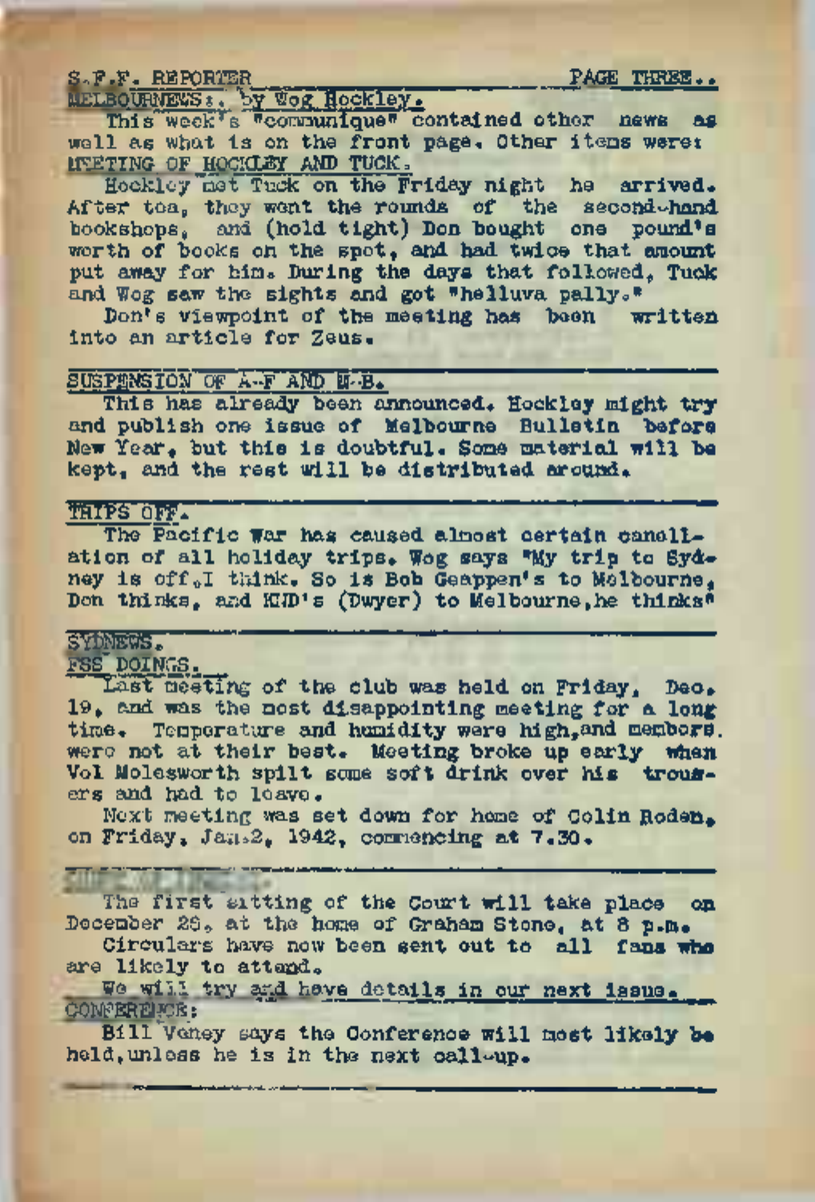## MELBOURNEWS:. by Wog Hockley.

This week's "communique" contained other news as well as what is on the front page. Other items were:

### MEETING OF HOCKLEY AND TUCK.

Hockley met Tuck on the Friday night he arrived. After tea, they went the rounds of the second-hand bookshops, and (hold tight) Don bought one pound's worth of books on the spot, and had twice that amount put away for him. During the days that followed, Tuck and Wog saw the sights and got "helluva pally."

Don's viewpoint of the meeting has been written into an article for Zeus.

### SUSPENSION OF A-F AND M-B.

This has already been announced. Hockley might try and publish one issue of Melbourne Bulletin before New Year, but this is doubtful. Some material will be kept, and the rest will be distributed around.

### TRIPS OFF.

The Pacific War has caused almost certain canellation of all holiday trips. Wog says "My trip to Sydney is off, I think. So is Bob Geappen's to Melbourne, Don thinks, and KID's (Dwyer) to Melbourne, he thinks"

## SYDNEWS.

### FSS DOINGS.

Last meeting of the club was held on Friday, Dec. 19, and was the most disappointing meeting for a long time. Temperature and humidity were high, and members were not at their best. Meeting broke up early when Vol Molesworth spilt some soft drink over his trousers and had to leave.

Next meeting was set down for home of Colin Roden, on Friday, Jan. 2, 1942, commencing at 7.30.

The first sitting of the Court will take place on December 29, at the home of Graham Stone, at 8 p.m.

Circulars have now been sent out to all fans who are likely to attend.

We will try and have details in our next issue.

### CONFERENCE:

Bill Veney says the Conference will most likely be held, unless he is in the next call-up.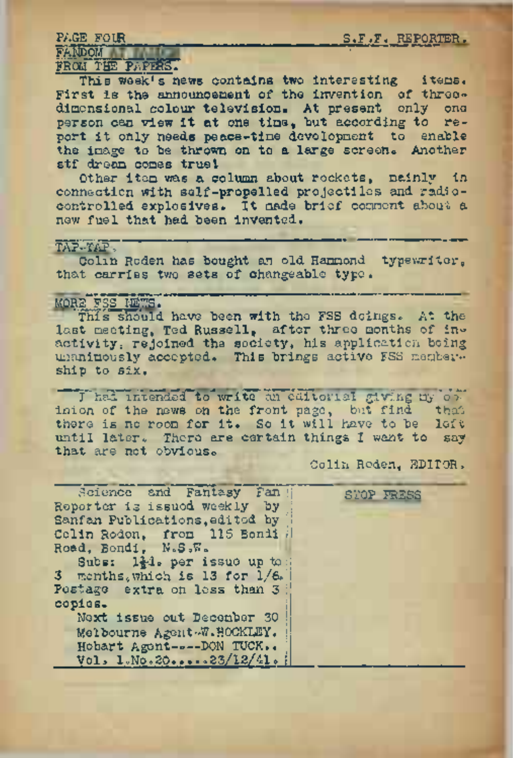## FANDOM AT RANDOM

### FROM THE PAPERS.

This week's news contains two interesting items. First is the announcement of the invention of three-dimensional colour television. At present only one person can view it at one time, but according to report it only needs peace-time development to enable the image to be thrown on to a large screen. Another stf dream comes true!

Other item was a column about rockets, mainly in connection with self-propelled projectiles and radio-controlled explosives. It made brief comment about a new fuel that had been invented.

---

### TAP-TAP.

Colin Roden has bought an old Hammond typewriter, that carries two sets of changeable type.

---

### MORE FSS NEWS.

This should have been with the FSS doings. At the last meeting, Ted Russell, after three months of inactivity, rejoined the society, his application being unanimously accepted. This brings active FSS membership to six.

---

I had intended to write an editorial giving my opinion of the news on the front page, but find that there is no room for it. So it will have to be left until later. There are certain things I want to say that are not obvious.

Colin Roden, EDITOR.

---

Science and Fantasy Fan Reporter is issued weekly by Sanfan Publications, edited by Colin Roden, from 115 Bondi Road, Bondi, N.S.W.

Subs: 1½d. per issue up to 3 months, which is 13 for 1/6. Postage extra on less than 3 copies.

Next issue out December 30

Melbourne Agent-W.HOCKLEY.

Hobart Agent----DON TUCK..

Vol. 1.No.20.....23/12/41.

STOP PRESS